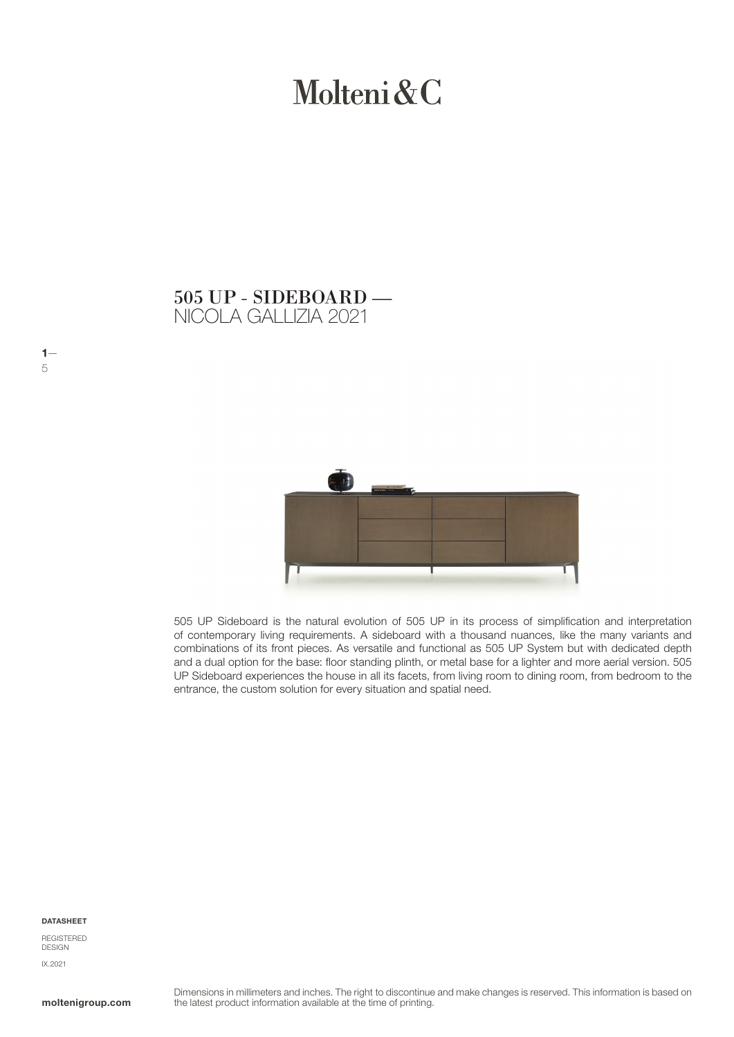# Molteni&C

## 505 UP - SIDEBOARD —
NICOLA GALLIZIA 2021

505 UP Sideboard is the natural evolution of 505 UP in its process of simplification and interpretation of contemporary living requirements. A sideboard with a thousand nuances, like the many variants and combinations of its front pieces. As versatile and functional as 505 UP System but with dedicated depth and a dual option for the base: floor standing plinth, or metal base for a lighter and more aerial version. 505 UP Sideboard experiences the house in all its facets, from living room to dining room, from bedroom to the entrance, the custom solution for every situation and spatial need.

**DATASHEET**

REGISTERED DESIGN

IX.2021

**moltenigroup.com**

Dimensions in millimeters and inches. The right to discontinue and make changes is reserved. This information is based on the latest product information available at the time of printing.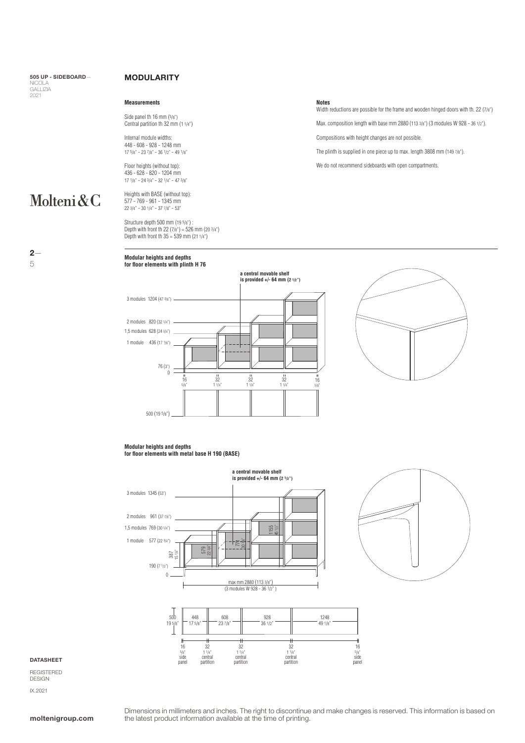**505 UP - SIDEBOARD**
NICOLA GALLIZIA
2021

Molteni&C

## MODULARITY

### Measurements

Side panel th 16 mm (5/8")
Central partition th 32 mm (1 1/4")

Internal module widths:
448 - 608 - 928 - 1248 mm
17 5/8" - 23 7/8" - 36 1/2" - 49 1/8"

Floor heights (without top):
436 - 628 - 820 - 1204 mm
17 1/8" - 24 3/4" - 32 1/4" - 47 3/8"

Heights with BASE (without top):
577 - 769 - 961 - 1345 mm
22 3/4" - 30 1/4" - 37 7/8" - 53"

Structure depth 500 mm (19 5/8") :
Depth with front th 22 (7/8") = 526 mm (20 3/4")
Depth with front th 35 = 539 mm (21 1/4")

### Notes

Width reductions are possible for the frame and wooden hinged doors with th. 22 (7/8")

Max. composition length with base mm 2880 (113 3/8") (3 modules W 928 - 36 1/2").

Compositions with height changes are not possible.

The plinth is supplied in one piece up to max. length 3808 mm (149 7/8").

We do not recommend sideboards with open compartments.

### Modular heights and depths for floor elements with plinth H 76

a central movable shelf is provided +/- 64 mm (2 1/2")

3 modules 1204 (47 3/8")
2 modules 820 (32 1/4")
1,5 modules 628 (24 3/4")
1 module 436 (17 1/8")
76 (3")
0

16 5/8" — 32 1 1/4" — 32 1 1/4" — 32 1 1/4" — 16 5/8"

500 (19 5/8")

### Modular heights and depths for floor elements with metal base H 190 (BASE)

a central movable shelf is provided +/- 64 mm (2 1/2")

3 modules 1345 (53")
2 modules 961 (37 7/8")
1,5 modules 769 (30 1/4")
1 module 577 (22 3/4")
190 (7 1/2")
0

387 15 1/4" — 579 22 3/4" — 771 30 3/8" — 1155 45 1/2"

max mm 2880 (113 3/8")
(3 modules W 928 - 36 1/2")

500 19 5/8" — 448 17 5/8" — 608 23 7/8" — 928 36 1/2" — 1248 49 1/8"

16 5/8" side panel — 32 1 1/4" central partition — 32 1 1/4" central partition — 32 1 1/4" central partition — 16 5/8" side panel

**DATASHEET**

REGISTERED DESIGN

IX.2021

**moltenigroup.com**

Dimensions in millimeters and inches. The right to discontinue and make changes is reserved. This information is based on the latest product information available at the time of printing.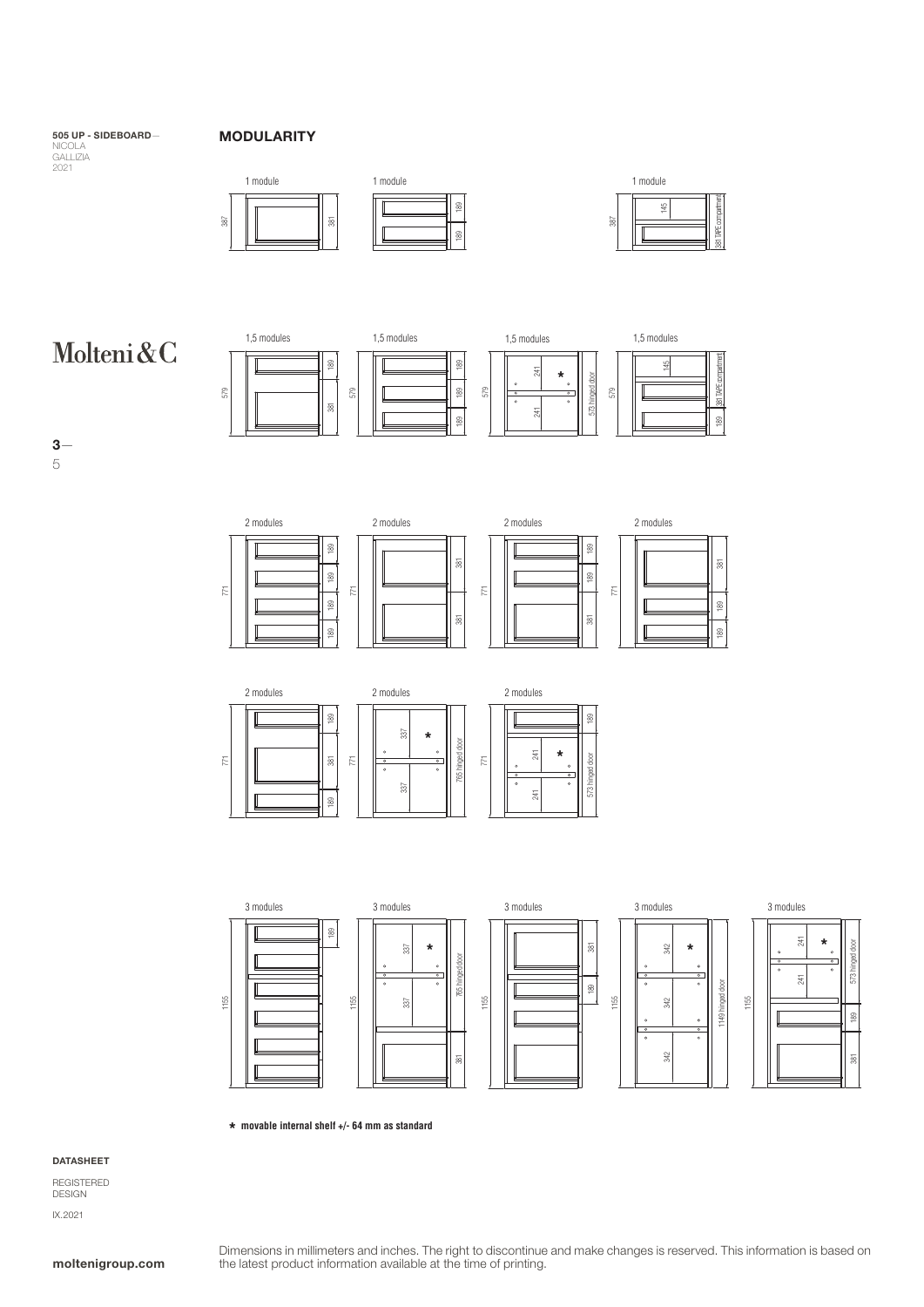**505 UP - SIDEBOARD**—
NICOLA
GALLIZIA
2021

## MODULARITY

Molteni&C

1 module

387 | 381

1 module

189 | 189

1 module

387 | 145 | 381 TAPE compartment

1,5 modules

579 | 189 | 381

1,5 modules

579 | 189 | 189 | 189

1,5 modules

579 | 241 * | 241 | 573 hinged door

1,5 modules

579 | 145 | 381 TAPE compartment | 189

2 modules

771 | 189 | 189 | 189 | 189

2 modules

771 | 381 | 381

2 modules

771 | 189 | 189 | 381

2 modules

771 | 381 | 189 | 189

2 modules

771 | 189 | 381 | 189

2 modules

771 | 337 * | 337 | 765 hinged door

2 modules

771 | 189 | 241 * | 241 | 573 hinged door

3 modules

1155 | 189

3 modules

1155 | 337 * | 337 | 765 hinged door | 381

3 modules

1155 | 381 | 189

3 modules

1155 | 342 * | 342 | 342 | 1149 hinged door

3 modules

1155 | 241 * | 241 | 573 hinged door | 189 | 381

★ **movable internal shelf +/- 64 mm as standard**

**DATASHEET**

REGISTERED
DESIGN

IX.2021

**moltenigroup.com**

Dimensions in millimeters and inches. The right to discontinue and make changes is reserved. This information is based on the latest product information available at the time of printing.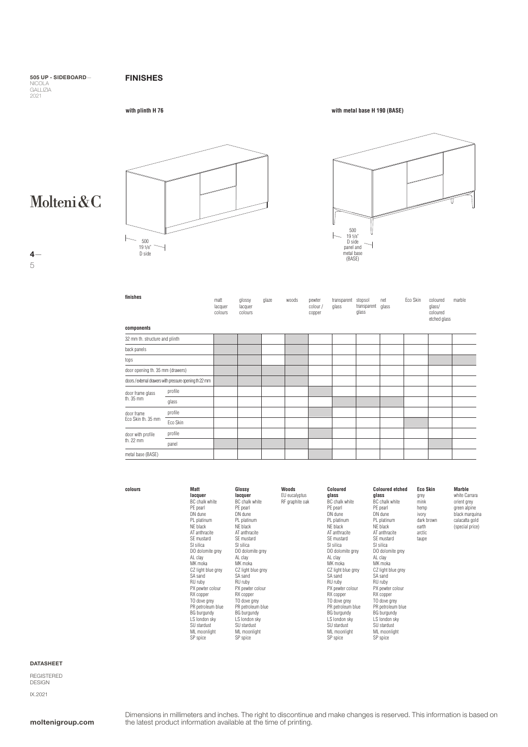## FINISHES

**with plinth H 76**

500
19 5/8"
D side

**with metal base H 190 (BASE)**

500
19 5/8"
D side
panel and
metal base
(BASE)

**finishes**

In the table, ■ marks a shaded cell on the page.

| components | | matt lacquer colours | glossy lacquer colours | glaze | woods | pewter colour / copper | transparent glass | stopsol transparent glass | net glass | Eco Skin | coloured glass/ coloured etched glass | marble |
|---|---|---|---|---|---|---|---|---|---|---|---|---|
| 32 mm th. structure and plinth | | ■ | ■ | | ■ | | | | | | | |
| back panels | | ■ | ■ | | ■ | | | | | | | |
| tops | | ■ | ■ | | ■ | | | | | | ■ | ■ |
| door opening th. 35 mm (drawers) | | ■ | ■ | ■ | ■ | | | | | | | |
| doors / external drawers with pressure opening th 22 mm | | ■ | ■ | ■ | ■ | | | | | | | |
| door frame glass th. 35 mm | profile | | | | | ■ | | | | | | |
| | glass | | | | | | ■ | ■ | ■ | | | |
| door frame Eco Skin th. 35 mm | profile | | | | | ■ | | | | | | |
| | Eco Skin | | | | | | | | | ■ | | |
| door with profile th. 22 mm | profile | | | | | ■ | | | | | | |
| | panel | ■ | ■ | ■ | ■ | | | | | | ■ | |
| metal base (BASE) | | | | | | ■ | | | | | | |

**colours**

**Matt lacquer**
BC chalk white
PE pearl
DN dune
PL platinum
NE black
AT anthracite
SE mustard
SI silica
DO dolomite grey
AL clay
MK moka
CZ light blue grey
SA sand
RU ruby
PX pewter colour
RX copper
TO dove grey
PR petroleum blue
BG burgundy
LS london sky
SU stardust
ML moonlight
SP spice

**Glossy lacquer**
BC chalk white
PE pearl
DN dune
PL platinum
NE black
AT anthracite
SE mustard
SI silica
DO dolomite grey
AL clay
MK moka
CZ light blue grey
SA sand
RU ruby
PX pewter colour
RX copper
TO dove grey
PR petroleum blue
BG burgundy
LS london sky
SU stardust
ML moonlight
SP spice

**Woods**
EU eucalyptus
RF graphite oak

**Coloured glass**
BC chalk white
PE pearl
DN dune
PL platinum
NE black
AT anthracite
SE mustard
SI silica
DO dolomite grey
AL clay
MK moka
CZ light blue grey
SA sand
RU ruby
PX pewter colour
RX copper
TO dove grey
PR petroleum blue
BG burgundy
LS london sky
SU stardust
ML moonlight
SP spice

**Coloured etched glass**
BC chalk white
PE pearl
DN dune
PL platinum
NE black
AT anthracite
SE mustard
SI silica
DO dolomite grey
AL clay
MK moka
CZ light blue grey
SA sand
RU ruby
PX pewter colour
RX copper
TO dove grey
PR petroleum blue
BG burgundy
LS london sky
SU stardust
ML moonlight
SP spice

**Eco Skin**
grey
mink
hemp
ivory
dark brown
earth
arctic
taupe

**Marble**
white Carrara
orient grey
green alpine
black marquina
calacatta gold
(special price)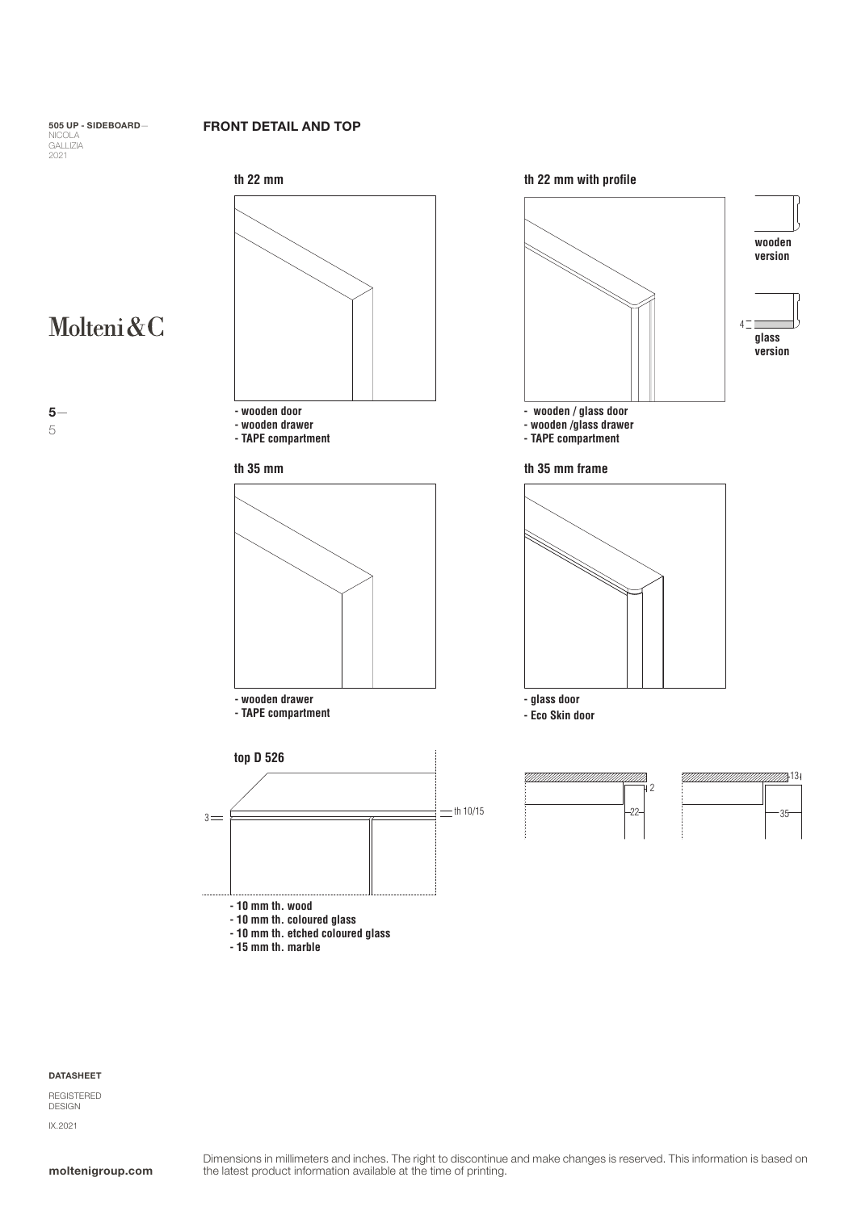505 UP - SIDEBOARD—
NICOLA
GALLIZIA
2021

## FRONT DETAIL AND TOP

**th 22 mm**

- wooden door
- wooden drawer
- TAPE compartment

**th 22 mm with profile**

wooden version

4

glass version

- wooden / glass door
- wooden /glass drawer
- TAPE compartment

**th 35 mm**

- wooden drawer
- TAPE compartment

**th 35 mm frame**

- glass door
- Eco Skin door

**top D 526**

3

th 10/15

- 10 mm th. wood
- 10 mm th. coloured glass
- 10 mm th. etched coloured glass
- 15 mm th. marble

2

22

13

35

DATASHEET

REGISTERED DESIGN

IX.2021

moltenigroup.com

Dimensions in millimeters and inches. The right to discontinue and make changes is reserved. This information is based on the latest product information available at the time of printing.